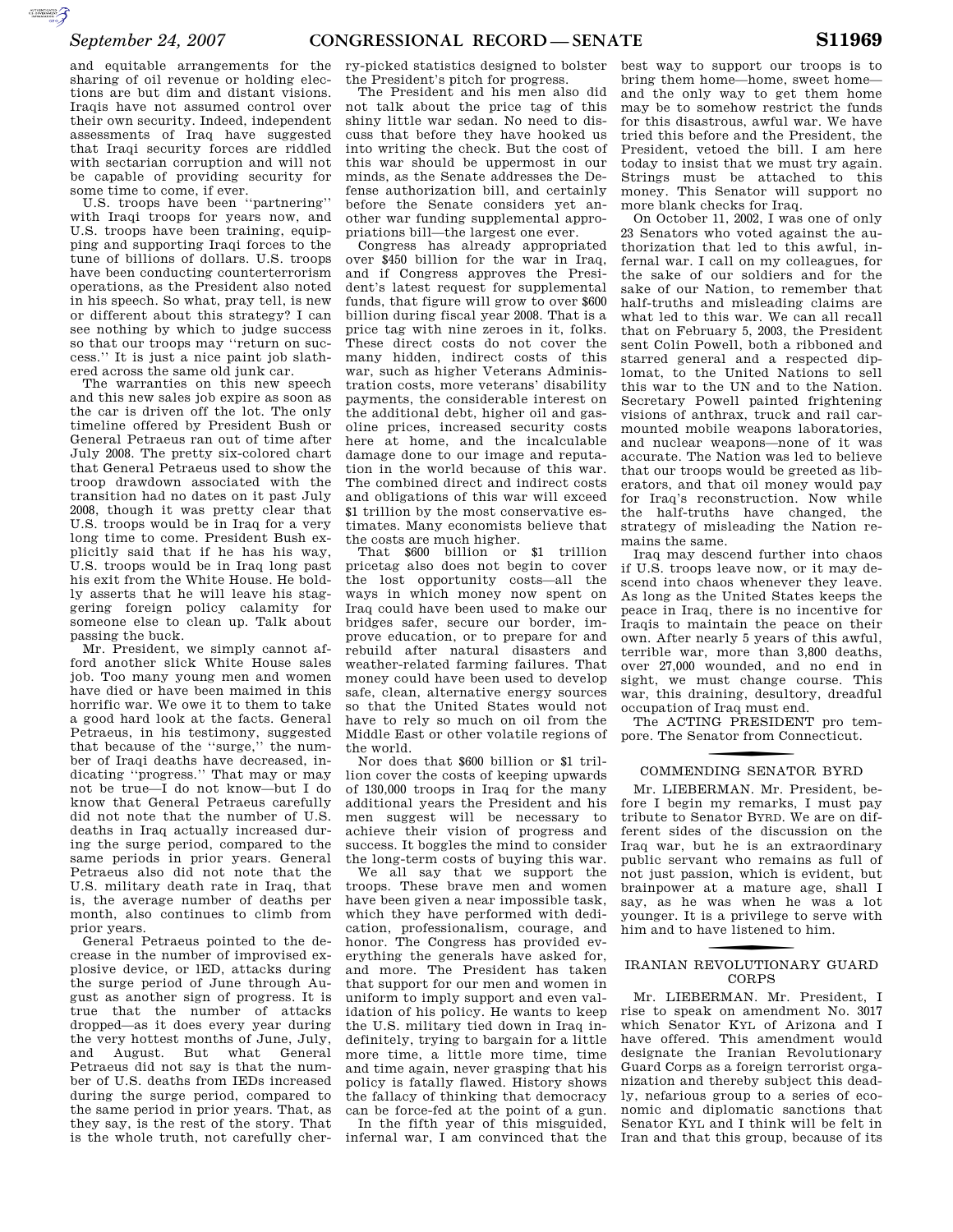and equitable arrangements for the sharing of oil revenue or holding elections are but dim and distant visions. Iraqis have not assumed control over their own security. Indeed, independent assessments of Iraq have suggested that Iraqi security forces are riddled with sectarian corruption and will not be capable of providing security for some time to come, if ever.

U.S. troops have been ''partnering'' with Iraqi troops for years now, and U.S. troops have been training, equipping and supporting Iraqi forces to the tune of billions of dollars. U.S. troops have been conducting counterterrorism operations, as the President also noted in his speech. So what, pray tell, is new or different about this strategy? I can see nothing by which to judge success so that our troops may ''return on success.'' It is just a nice paint job slathered across the same old junk car.

The warranties on this new speech and this new sales job expire as soon as the car is driven off the lot. The only timeline offered by President Bush or General Petraeus ran out of time after July 2008. The pretty six-colored chart that General Petraeus used to show the troop drawdown associated with the transition had no dates on it past July 2008, though it was pretty clear that U.S. troops would be in Iraq for a very long time to come. President Bush explicitly said that if he has his way, U.S. troops would be in Iraq long past his exit from the White House. He boldly asserts that he will leave his staggering foreign policy calamity for someone else to clean up. Talk about passing the buck.

Mr. President, we simply cannot afford another slick White House sales job. Too many young men and women have died or have been maimed in this horrific war. We owe it to them to take a good hard look at the facts. General Petraeus, in his testimony, suggested that because of the ''surge,'' the number of Iraqi deaths have decreased, indicating ''progress.'' That may or may not be true—I do not know—but I do know that General Petraeus carefully did not note that the number of U.S. deaths in Iraq actually increased during the surge period, compared to the same periods in prior years. General Petraeus also did not note that the U.S. military death rate in Iraq, that is, the average number of deaths per month, also continues to climb from prior years.

General Petraeus pointed to the decrease in the number of improvised explosive device, or IED, attacks during the surge period of June through August as another sign of progress. It is true that the number of attacks dropped—as it does every year during the very hottest months of June, July, and August. But what General Petraeus did not say is that the number of U.S. deaths from IEDs increased during the surge period, compared to the same period in prior years. That, as they say, is the rest of the story. That is the whole truth, not carefully cherry-picked statistics designed to bolster the President's pitch for progress.

The President and his men also did not talk about the price tag of this shiny little war sedan. No need to discuss that before they have hooked us into writing the check. But the cost of this war should be uppermost in our minds, as the Senate addresses the Defense authorization bill, and certainly before the Senate considers yet another war funding supplemental appropriations bill—the largest one ever.

Congress has already appropriated over $450 billion for the war in Iraq, and if Congress approves the President's latest request for supplemental funds, that figure will grow to over $600 billion during fiscal year 2008. That is a price tag with nine zeroes in it, folks. These direct costs do not cover the many hidden, indirect costs of this war, such as higher Veterans Administration costs, more veterans' disability payments, the considerable interest on the additional debt, higher oil and gasoline prices, increased security costs here at home, and the incalculable damage done to our image and reputation in the world because of this war. The combined direct and indirect costs and obligations of this war will exceed $1 trillion by the most conservative estimates. Many economists believe that the costs are much higher.

That $600 billion or $1 trillion pricetag also does not begin to cover the lost opportunity costs—all the ways in which money now spent on Iraq could have been used to make our bridges safer, secure our border, improve education, or to prepare for and rebuild after natural disasters and weather-related farming failures. That money could have been used to develop safe, clean, alternative energy sources so that the United States would not have to rely so much on oil from the Middle East or other volatile regions of the world.

Nor does that $600 billion or $1 trillion cover the costs of keeping upwards of 130,000 troops in Iraq for the many additional years the President and his men suggest will be necessary to achieve their vision of progress and success. It boggles the mind to consider the long-term costs of buying this war.

We all say that we support the troops. These brave men and women have been given a near impossible task, which they have performed with dedication, professionalism, courage, and honor. The Congress has provided everything the generals have asked for, and more. The President has taken that support for our men and women in uniform to imply support and even validation of his policy. He wants to keep the U.S. military tied down in Iraq indefinitely, trying to bargain for a little more time, a little more time, time and time again, never grasping that his policy is fatally flawed. History shows the fallacy of thinking that democracy can be force-fed at the point of a gun.

In the fifth year of this misguided, infernal war, I am convinced that the best way to support our troops is to bring them home—home, sweet home—and the only way to get them home may be to somehow restrict the funds for this disastrous, awful war. We have tried this before and the President, the President, vetoed the bill. I am here today to insist that we must try again. Strings must be attached to this money. This Senator will support no more blank checks for Iraq.

On October 11, 2002, I was one of only 23 Senators who voted against the authorization that led to this awful, infernal war. I call on my colleagues, for the sake of our soldiers and for the sake of our Nation, to remember that half-truths and misleading claims are what led to this war. We can all recall that on February 5, 2003, the President sent Colin Powell, both a ribboned and starred general and a respected diplomat, to the United Nations to sell this war to the UN and to the Nation. Secretary Powell painted frightening visions of anthrax, truck and rail car-mounted mobile weapons laboratories, and nuclear weapons—none of it was accurate. The Nation was led to believe that our troops would be greeted as liberators, and that oil money would pay for Iraq's reconstruction. Now while the half-truths have changed, the strategy of misleading the Nation remains the same.

Iraq may descend further into chaos if U.S. troops leave now, or it may descend into chaos whenever they leave. As long as the United States keeps the peace in Iraq, there is no incentive for Iraqis to maintain the peace on their own. After nearly 5 years of this awful, terrible war, more than 3,800 deaths, over 27,000 wounded, and no end in sight, we must change course. This war, this draining, desultory, dreadful occupation of Iraq must end.

The ACTING PRESIDENT pro tempore. The Senator from Connecticut.

## COMMENDING SENATOR BYRD

Mr. LIEBERMAN. Mr. President, before I begin my remarks, I must pay tribute to Senator BYRD. We are on different sides of the discussion on the Iraq war, but he is an extraordinary public servant who remains as full of not just passion, which is evident, but brainpower at a mature age, shall I say, as he was when he was a lot younger. It is a privilege to serve with him and to have listened to him.

## IRANIAN REVOLUTIONARY GUARD CORPS

Mr. LIEBERMAN. Mr. President, I rise to speak on amendment No. 3017 which Senator KYL of Arizona and I have offered. This amendment would designate the Iranian Revolutionary Guard Corps as a foreign terrorist organization and thereby subject this deadly, nefarious group to a series of economic and diplomatic sanctions that Senator KYL and I think will be felt in Iran and that this group, because of its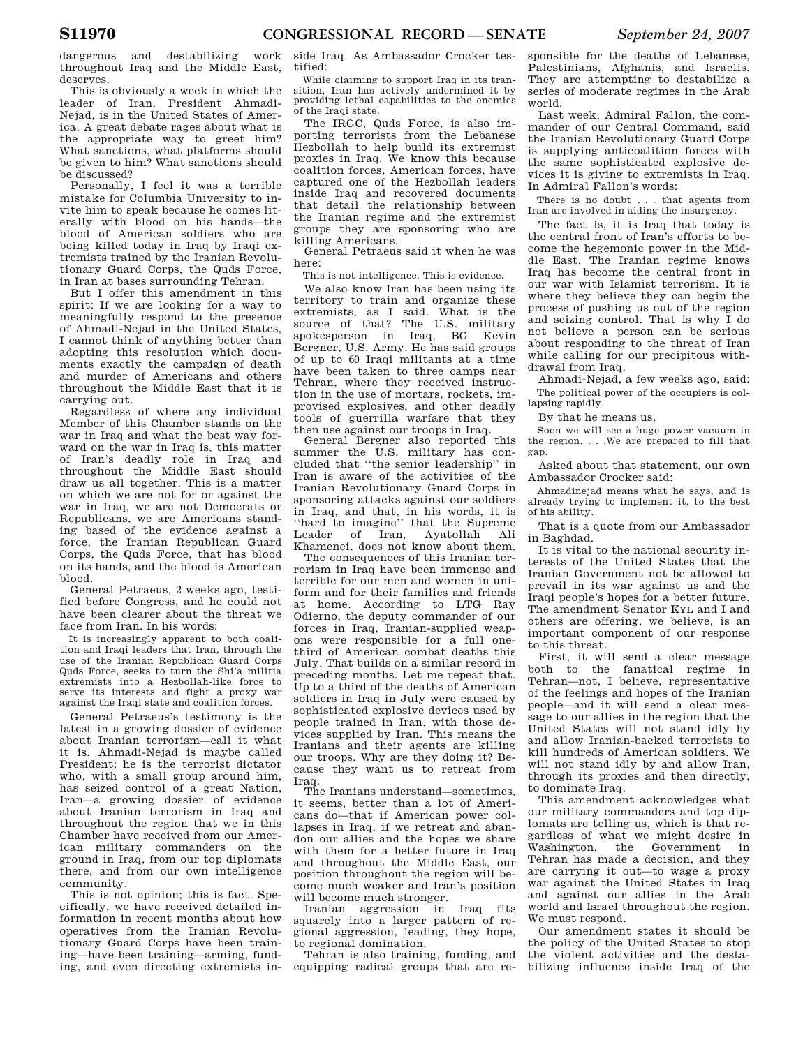dangerous and destabilizing work throughout Iraq and the Middle East, deserves.

This is obviously a week in which the leader of Iran, President Ahmadi-Nejad, is in the United States of America. A great debate rages about what is the appropriate way to greet him? What sanctions, what platforms should be given to him? What sanctions should be discussed?

Personally, I feel it was a terrible mistake for Columbia University to invite him to speak because he comes literally with blood on his hands—the blood of American soldiers who are being killed today in Iraq by Iraqi extremists trained by the Iranian Revolutionary Guard Corps, the Quds Force, in Iran at bases surrounding Tehran.

But I offer this amendment in this spirit: If we are looking for a way to meaningfully respond to the presence of Ahmadi-Nejad in the United States, I cannot think of anything better than adopting this resolution which documents exactly the campaign of death and murder of Americans and others throughout the Middle East that it is carrying out.

Regardless of where any individual Member of this Chamber stands on the war in Iraq and what the best way forward on the war in Iraq is, this matter of Iran's deadly role in Iraq and throughout the Middle East should draw us all together. This is a matter on which we are not for or against the war in Iraq, we are not Democrats or Republicans, we are Americans standing based of the evidence against a force, the Iranian Republican Guard Corps, the Quds Force, that has blood on its hands, and the blood is American blood.

General Petraeus, 2 weeks ago, testified before Congress, and he could not have been clearer about the threat we face from Iran. In his words:

> It is increasingly apparent to both coalition and Iraqi leaders that Iran, through the use of the Iranian Republican Guard Corps Quds Force, seeks to turn the Shi'a militia extremists into a Hezbollah-like force to serve its interests and fight a proxy war against the Iraqi state and coalition forces.

General Petraeus's testimony is the latest in a growing dossier of evidence about Iranian terrorism—call it what it is. Ahmadi-Nejad is maybe called President; he is the terrorist dictator who, with a small group around him, has seized control of a great Nation, Iran—a growing dossier of evidence about Iranian terrorism in Iraq and throughout the region that we in this Chamber have received from our American military commanders on the ground in Iraq, from our top diplomats there, and from our own intelligence community.

This is not opinion; this is fact. Specifically, we have received detailed information in recent months about how operatives from the Iranian Revolutionary Guard Corps have been training—have been training—arming, funding, and even directing extremists inside Iraq. As Ambassador Crocker testified:

> While claiming to support Iraq in its transition, Iran has actively undermined it by providing lethal capabilities to the enemies of the Iraqi state.

The IRGC, Quds Force, is also importing terrorists from the Lebanese Hezbollah to help build its extremist proxies in Iraq. We know this because coalition forces, American forces, have captured one of the Hezbollah leaders inside Iraq and recovered documents that detail the relationship between the Iranian regime and the extremist groups they are sponsoring who are killing Americans.

General Petraeus said it when he was here:

> This is not intelligence. This is evidence.

We also know Iran has been using its territory to train and organize these extremists, as I said. What is the source of that? The U.S. military spokesperson in Iraq, BG Kevin Bergner, U.S. Army. He has said groups of up to 60 Iraqi militants at a time have been taken to three camps near Tehran, where they received instruction in the use of mortars, rockets, improvised explosives, and other deadly tools of guerrilla warfare that they then use against our troops in Iraq.

General Bergner also reported this summer the U.S. military has concluded that "the senior leadership" in Iran is aware of the activities of the Iranian Revolutionary Guard Corps in sponsoring attacks against our soldiers in Iraq, and that, in his words, it is "hard to imagine" that the Supreme Leader of Iran, Ayatollah Ali Khamenei, does not know about them.

The consequences of this Iranian terrorism in Iraq have been immense and terrible for our men and women in uniform and for their families and friends at home. According to LTG Ray Odierno, the deputy commander of our forces in Iraq, Iranian-supplied weapons were responsible for a full one-third of American combat deaths this July. That builds on a similar record in preceding months. Let me repeat that. Up to a third of the deaths of American soldiers in Iraq in July were caused by sophisticated explosive devices used by people trained in Iran, with those devices supplied by Iran. This means the Iranians and their agents are killing our troops. Why are they doing it? Because they want us to retreat from Iraq.

The Iranians understand—sometimes, it seems, better than a lot of Americans do—that if American power collapses in Iraq, if we retreat and abandon our allies and the hopes we share with them for a better future in Iraq and throughout the Middle East, our position throughout the region will become much weaker and Iran's position will become much stronger.

Iranian aggression in Iraq fits squarely into a larger pattern of regional aggression, leading, they hope, to regional domination.

Tehran is also training, funding, and equipping radical groups that are responsible for the deaths of Lebanese, Palestinians, Afghanis, and Israelis. They are attempting to destabilize a series of moderate regimes in the Arab world.

Last week, Admiral Fallon, the commander of our Central Command, said the Iranian Revolutionary Guard Corps is supplying anticoalition forces with the same sophisticated explosive devices it is giving to extremists in Iraq. In Admiral Fallon's words:

> There is no doubt . . . that agents from Iran are involved in aiding the insurgency.

The fact is, it is Iraq that today is the central front of Iran's efforts to become the hegemonic power in the Middle East. The Iranian regime knows Iraq has become the central front in our war with Islamist terrorism. It is where they believe they can begin the process of pushing us out of the region and seizing control. That is why I do not believe a person can be serious about responding to the threat of Iran while calling for our precipitous withdrawal from Iraq.

Ahmadi-Nejad, a few weeks ago, said:

> The political power of the occupiers is collapsing rapidly.

By that he means us.

> Soon we will see a huge power vacuum in the region. . . .We are prepared to fill that gap.

Asked about that statement, our own Ambassador Crocker said:

> Ahmadinejad means what he says, and is already trying to implement it, to the best of his ability.

That is a quote from our Ambassador in Baghdad.

It is vital to the national security interests of the United States that the Iranian Government not be allowed to prevail in its war against us and the Iraqi people's hopes for a better future. The amendment Senator KYL and I and others are offering, we believe, is an important component of our response to this threat.

First, it will send a clear message both to the fanatical regime in Tehran—not, I believe, representative of the feelings and hopes of the Iranian people—and it will send a clear message to our allies in the region that the United States will not stand idly by and allow Iranian-backed terrorists to kill hundreds of American soldiers. We will not stand idly by and allow Iran, through its proxies and then directly, to dominate Iraq.

This amendment acknowledges what our military commanders and top diplomats are telling us, which is that regardless of what we might desire in Washington, the Government in Tehran has made a decision, and they are carrying it out—to wage a proxy war against the United States in Iraq and against our allies in the Arab world and Israel throughout the region. We must respond.

Our amendment states it should be the policy of the United States to stop the violent activities and the destabilizing influence inside Iraq of the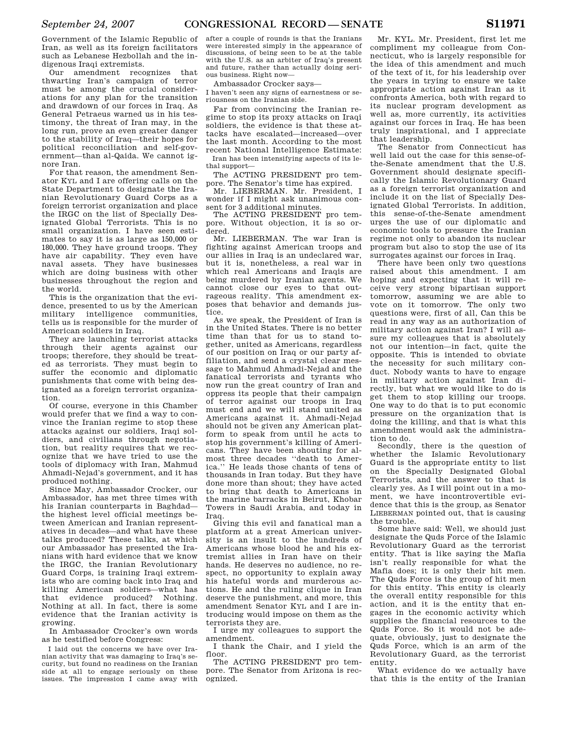Government of the Islamic Republic of Iran, as well as its foreign facilitators such as Lebanese Hezbollah and the indigenous Iraqi extremists.

Our amendment recognizes that thwarting Iran's campaign of terror must be among the crucial considerations for any plan for the transition and drawdown of our forces in Iraq. As General Petraeus warned us in his testimony, the threat of Iran may, in the long run, prove an even greater danger to the stability of Iraq—their hopes for political reconciliation and self-government—than al-Qaida. We cannot ignore Iran.

For that reason, the amendment Senator KYL and I are offering calls on the State Department to designate the Iranian Revolutionary Guard Corps as a foreign terrorist organization and place the IRGC on the list of Specially Designated Global Terrorists. This is no small organization. I have seen estimates to say it is as large as 150,000 or 180,000. They have ground troops. They have air capability. They even have naval assets. They have businesses which are doing business with other businesses throughout the region and the world.

This is the organization that the evidence, presented to us by the American military intelligence communities, tells us is responsible for the murder of American soldiers in Iraq.

They are launching terrorist attacks through their agents against our troops; therefore, they should be treated as terrorists. They must begin to suffer the economic and diplomatic punishments that come with being designated as a foreign terrorist organization.

Of course, everyone in this Chamber would prefer that we find a way to convince the Iranian regime to stop these attacks against our soldiers, Iraqi soldiers, and civilians through negotiation, but reality requires that we recognize that we have tried to use the tools of diplomacy with Iran, Mahmud Ahmadi-Nejad's government, and it has produced nothing.

Since May, Ambassador Crocker, our Ambassador, has met three times with his Iranian counterparts in Baghdad—the highest level official meetings between American and Iranian representatives in decades—and what have these talks produced? These talks, at which our Ambassador has presented the Iranians with hard evidence that we know the IRGC, the Iranian Revolutionary Guard Corps, is training Iraqi extremists who are coming back into Iraq and killing American soldiers—what has that evidence produced? Nothing. Nothing at all. In fact, there is some evidence that the Iranian activity is growing.

In Ambassador Crocker's own words as he testified before Congress:

> I laid out the concerns we have over Iranian activity that was damaging to Iraq's security, but found no readiness on the Iranian side at all to engage seriously on these issues. The impression I came away with after a couple of rounds is that the Iranians were interested simply in the appearance of discussions, of being seen to be at the table with the U.S. as an arbiter of Iraq's present and future, rather than actually doing serious business. Right now—

Ambassador Crocker says—

> I haven't seen any signs of earnestness or seriousness on the Iranian side.

Far from convincing the Iranian regime to stop its proxy attacks on Iraqi soldiers, the evidence is that these attacks have escalated—increased—over the last month. According to the most recent National Intelligence Estimate:

> Iran has been intensifying aspects of its lethal support—

The ACTING PRESIDENT pro tempore. The Senator's time has expired.

Mr. LIEBERMAN. Mr. President, I wonder if I might ask unanimous consent for 3 additional minutes.

The ACTING PRESIDENT pro tempore. Without objection, it is so ordered.

Mr. LIEBERMAN. The war Iran is fighting against American troops and our allies in Iraq is an undeclared war, but it is, nonetheless, a real war in which real Americans and Iraqis are being murdered by Iranian agents. We cannot close our eyes to that outrageous reality. This amendment exposes that behavior and demands justice.

As we speak, the President of Iran is in the United States. There is no better time than that for us to stand together, united as Americans, regardless of our position on Iraq or our party affiliation, and send a crystal clear message to Mahmud Ahmadi-Nejad and the fanatical terrorists and tyrants who now run the great country of Iran and oppress its people that their campaign of terror against our troops in Iraq must end and we will stand united as Americans against it. Ahmadi-Nejad should not be given any American platform to speak from until he acts to stop his government's killing of Americans. They have been shouting for almost three decades "death to America." He leads those chants of tens of thousands in Iran today. But they have done more than shout; they have acted to bring that death to Americans in the marine barracks in Beirut, Khobar Towers in Saudi Arabia, and today in Iraq.

Giving this evil and fanatical man a platform at a great American university is an insult to the hundreds of Americans whose blood he and his extremist allies in Iran have on their hands. He deserves no audience, no respect, no opportunity to explain away his hateful words and murderous actions. He and the ruling clique in Iran deserve the punishment, and more, this amendment Senator KYL and I are introducing would impose on them as the terrorists they are.

I urge my colleagues to support the amendment.

I thank the Chair, and I yield the floor.

The ACTING PRESIDENT pro tempore. The Senator from Arizona is recognized.

Mr. KYL. Mr. President, first let me compliment my colleague from Connecticut, who is largely responsible for the idea of this amendment and much of the text of it, for his leadership over the years in trying to ensure we take appropriate action against Iran as it confronts America, both with regard to its nuclear program development as well as, more currently, its activities against our forces in Iraq. He has been truly inspirational, and I appreciate that leadership.

The Senator from Connecticut has well laid out the case for this sense-of-the-Senate amendment that the U.S. Government should designate specifically the Islamic Revolutionary Guard as a foreign terrorist organization and include it on the list of Specially Designated Global Terrorists. In addition, this sense-of-the-Senate amendment urges the use of our diplomatic and economic tools to pressure the Iranian regime not only to abandon its nuclear program but also to stop the use of its surrogates against our forces in Iraq.

There have been only two questions raised about this amendment. I am hoping and expecting that it will receive very strong bipartisan support tomorrow, assuming we are able to vote on it tomorrow. The only two questions were, first of all, Can this be read in any way as an authorization of military action against Iran? I will assure my colleagues that is absolutely not our intention—in fact, quite the opposite. This is intended to obviate the necessity for such military conduct. Nobody wants to have to engage in military action against Iran directly, but what we would like to do is get them to stop killing our troops. One way to do that is to put economic pressure on the organization that is doing the killing, and that is what this amendment would ask the administration to do.

Secondly, there is the question of whether the Islamic Revolutionary Guard is the appropriate entity to list on the Specially Designated Global Terrorists, and the answer to that is clearly yes. As I will point out in a moment, we have incontrovertible evidence that this is the group, as Senator LIEBERMAN pointed out, that is causing the trouble.

Some have said: Well, we should just designate the Quds Force of the Islamic Revolutionary Guard as the terrorist entity. That is like saying the Mafia isn't really responsible for what the Mafia does; it is only their hit men. The Quds Force is the group of hit men for this entity. This entity is clearly the overall entity responsible for this action, and it is the entity that engages in the economic activity which supplies the financial resources to the Quds Force. So it would not be adequate, obviously, just to designate the Quds Force, which is an arm of the Revolutionary Guard, as the terrorist entity.

What evidence do we actually have that this is the entity of the Iranian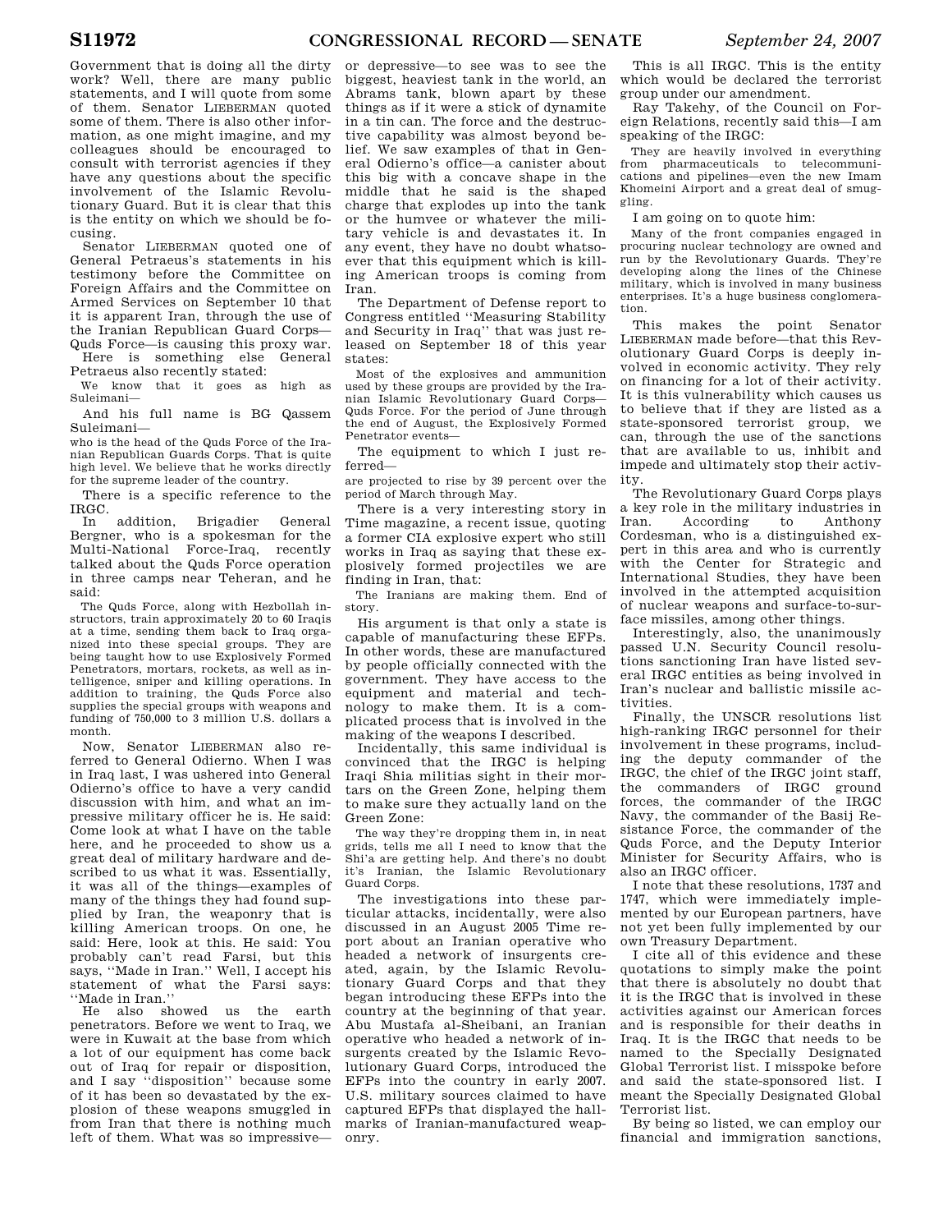Government that is doing all the dirty work? Well, there are many public statements, and I will quote from some of them. Senator LIEBERMAN quoted some of them. There is also other information, as one might imagine, and my colleagues should be encouraged to consult with terrorist agencies if they have any questions about the specific involvement of the Islamic Revolutionary Guard. But it is clear that this is the entity on which we should be focusing.

Senator LIEBERMAN quoted one of General Petraeus's statements in his testimony before the Committee on Foreign Affairs and the Committee on Armed Services on September 10 that it is apparent Iran, through the use of the Iranian Republican Guard Corps—Quds Force—is causing this proxy war.

Here is something else General Petraeus also recently stated:

> We know that it goes as high as Suleimani—

And his full name is BG Qassem Suleimani—

> who is the head of the Quds Force of the Iranian Republican Guards Corps. That is quite high level. We believe that he works directly for the supreme leader of the country.

There is a specific reference to the IRGC.

In addition, Brigadier General Bergner, who is a spokesman for the Multi-National Force-Iraq, recently talked about the Quds Force operation in three camps near Teheran, and he said:

> The Quds Force, along with Hezbollah instructors, train approximately 20 to 60 Iraqis at a time, sending them back to Iraq organized into these special groups. They are being taught how to use Explosively Formed Penetrators, mortars, rockets, as well as intelligence, sniper and killing operations. In addition to training, the Quds Force also supplies the special groups with weapons and funding of 750,000 to 3 million U.S. dollars a month.

Now, Senator LIEBERMAN also referred to General Odierno. When I was in Iraq last, I was ushered into General Odierno's office to have a very candid discussion with him, and what an impressive military officer he is. He said: Come look at what I have on the table here, and he proceeded to show us a great deal of military hardware and described to us what it was. Essentially, it was all of the things—examples of many of the things they had found supplied by Iran, the weaponry that is killing American troops. On one, he said: Here, look at this. He said: You probably can't read Farsi, but this says, ''Made in Iran.'' Well, I accept his statement of what the Farsi says: ''Made in Iran.''

He also showed us the earth penetrators. Before we went to Iraq, we were in Kuwait at the base from which a lot of our equipment has come back out of Iraq for repair or disposition, and I say ''disposition'' because some of it has been so devastated by the explosion of these weapons smuggled in from Iran that there is nothing much left of them. What was so impressive—or depressive—to see was to see the biggest, heaviest tank in the world, an Abrams tank, blown apart by these things as if it were a stick of dynamite in a tin can. The force and the destructive capability was almost beyond belief. We saw examples of that in General Odierno's office—a canister about this big with a concave shape in the middle that he said is the shaped charge that explodes up into the tank or the humvee or whatever the military vehicle is and devastates it. In any event, they have no doubt whatsoever that this equipment which is killing American troops is coming from Iran.

The Department of Defense report to Congress entitled ''Measuring Stability and Security in Iraq'' that was just released on September 18 of this year states:

> Most of the explosives and ammunition used by these groups are provided by the Iranian Islamic Revolutionary Guard Corps—Quds Force. For the period of June through the end of August, the Explosively Formed Penetrator events—

The equipment to which I just referred—

> are projected to rise by 39 percent over the period of March through May.

There is a very interesting story in Time magazine, a recent issue, quoting a former CIA explosive expert who still works in Iraq as saying that these explosively formed projectiles we are finding in Iran, that:

> The Iranians are making them. End of story.

His argument is that only a state is capable of manufacturing these EFPs. In other words, these are manufactured by people officially connected with the government. They have access to the equipment and material and technology to make them. It is a complicated process that is involved in the making of the weapons I described.

Incidentally, this same individual is convinced that the IRGC is helping Iraqi Shia militias sight in their mortars on the Green Zone, helping them to make sure they actually land on the Green Zone:

> The way they're dropping them in, in neat grids, tells me all I need to know that the Shi'a are getting help. And there's no doubt it's Iranian, the Islamic Revolutionary Guard Corps.

The investigations into these particular attacks, incidentally, were also discussed in an August 2005 Time report about an Iranian operative who headed a network of insurgents created, again, by the Islamic Revolutionary Guard Corps and that they began introducing these EFPs into the country at the beginning of that year. Abu Mustafa al-Sheibani, an Iranian operative who headed a network of insurgents created by the Islamic Revolutionary Guard Corps, introduced the EFPs into the country in early 2007. U.S. military sources claimed to have captured EFPs that displayed the hallmarks of Iranian-manufactured weaponry.

This is all IRGC. This is the entity which would be declared the terrorist group under our amendment.

Ray Takehy, of the Council on Foreign Relations, recently said this—I am speaking of the IRGC:

> They are heavily involved in everything from pharmaceuticals to telecommunications and pipelines—even the new Imam Khomeini Airport and a great deal of smuggling.

I am going on to quote him:

> Many of the front companies engaged in procuring nuclear technology are owned and run by the Revolutionary Guards. They're developing along the lines of the Chinese military, which is involved in many business enterprises. It's a huge business conglomeration.

This makes the point Senator LIEBERMAN made before—that this Revolutionary Guard Corps is deeply involved in economic activity. They rely on financing for a lot of their activity. It is this vulnerability which causes us to believe that if they are listed as a state-sponsored terrorist group, we can, through the use of the sanctions that are available to us, inhibit and impede and ultimately stop their activity.

The Revolutionary Guard Corps plays a key role in the military industries in Iran. According to Anthony Cordesman, who is a distinguished expert in this area and who is currently with the Center for Strategic and International Studies, they have been involved in the attempted acquisition of nuclear weapons and surface-to-surface missiles, among other things.

Interestingly, also, the unanimously passed U.N. Security Council resolutions sanctioning Iran have listed several IRGC entities as being involved in Iran's nuclear and ballistic missile activities.

Finally, the UNSCR resolutions list high-ranking IRGC personnel for their involvement in these programs, including the deputy commander of the IRGC, the chief of the IRGC joint staff, the commanders of IRGC ground forces, the commander of the IRGC Navy, the commander of the Basij Resistance Force, the commander of the Quds Force, and the Deputy Interior Minister for Security Affairs, who is also an IRGC officer.

I note that these resolutions, 1737 and 1747, which were immediately implemented by our European partners, have not yet been fully implemented by our own Treasury Department.

I cite all of this evidence and these quotations to simply make the point that there is absolutely no doubt that it is the IRGC that is involved in these activities against our American forces and is responsible for their deaths in Iraq. It is the IRGC that needs to be named to the Specially Designated Global Terrorist list. I misspoke before and said the state-sponsored list. I meant the Specially Designated Global Terrorist list.

By being so listed, we can employ our financial and immigration sanctions,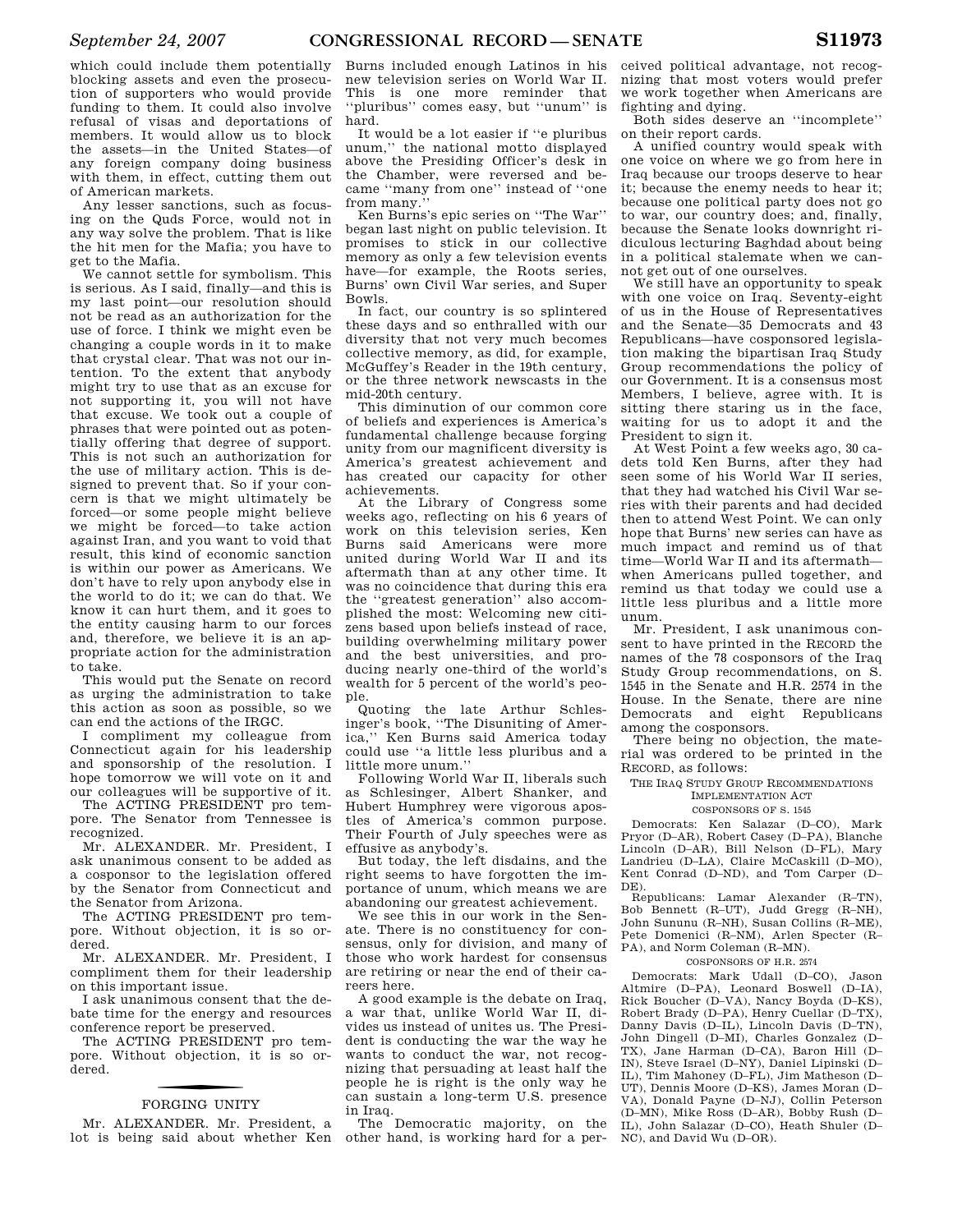which could include them potentially blocking assets and even the prosecution of supporters who would provide funding to them. It could also involve refusal of visas and deportations of members. It would allow us to block the assets—in the United States—of any foreign company doing business with them, in effect, cutting them out of American markets.

Any lesser sanctions, such as focusing on the Quds Force, would not in any way solve the problem. That is like the hit men for the Mafia; you have to get to the Mafia.

We cannot settle for symbolism. This is serious. As I said, finally—and this is my last point—our resolution should not be read as an authorization for the use of force. I think we might even be changing a couple words in it to make that crystal clear. That was not our intention. To the extent that anybody might try to use that as an excuse for not supporting it, you will not have that excuse. We took out a couple of phrases that were pointed out as potentially offering that degree of support. This is not such an authorization for the use of military action. This is designed to prevent that. So if your concern is that we might ultimately be forced—or some people might believe we might be forced—to take action against Iran, and you want to void that result, this kind of economic sanction is within our power as Americans. We don't have to rely upon anybody else in the world to do it; we can do that. We know it can hurt them, and it goes to the entity causing harm to our forces and, therefore, we believe it is an appropriate action for the administration to take.

This would put the Senate on record as urging the administration to take this action as soon as possible, so we can end the actions of the IRGC.

I compliment my colleague from Connecticut again for his leadership and sponsorship of the resolution. I hope tomorrow we will vote on it and our colleagues will be supportive of it.

The ACTING PRESIDENT pro tempore. The Senator from Tennessee is recognized.

Mr. ALEXANDER. Mr. President, I ask unanimous consent to be added as a cosponsor to the legislation offered by the Senator from Connecticut and the Senator from Arizona.

The ACTING PRESIDENT pro tempore. Without objection, it is so ordered.

Mr. ALEXANDER. Mr. President, I compliment them for their leadership on this important issue.

I ask unanimous consent that the debate time for the energy and resources conference report be preserved.

The ACTING PRESIDENT pro tempore. Without objection, it is so ordered.

## FORGING UNITY

Mr. ALEXANDER. Mr. President, a lot is being said about whether Ken Burns included enough Latinos in his new television series on World War II. This is one more reminder that ''pluribus'' comes easy, but ''unum'' is hard.

It would be a lot easier if ''e pluribus unum,'' the national motto displayed above the Presiding Officer's desk in the Chamber, were reversed and became ''many from one'' instead of ''one from many.''

Ken Burns's epic series on ''The War'' began last night on public television. It promises to stick in our collective memory as only a few television events have—for example, the Roots series, Burns' own Civil War series, and Super Bowls.

In fact, our country is so splintered these days and so enthralled with our diversity that not very much becomes collective memory, as did, for example, McGuffey's Reader in the 19th century, or the three network newscasts in the mid-20th century.

This diminution of our common core of beliefs and experiences is America's fundamental challenge because forging unity from our magnificent diversity is America's greatest achievement and has created our capacity for other achievements.

At the Library of Congress some weeks ago, reflecting on his 6 years of work on this television series, Ken Burns said Americans were more united during World War II and its aftermath than at any other time. It was no coincidence that during this era the ''greatest generation'' also accomplished the most: Welcoming new citizens based upon beliefs instead of race, building overwhelming military power and the best universities, and producing nearly one-third of the world's wealth for 5 percent of the world's people.

Quoting the late Arthur Schlesinger's book, ''The Disuniting of America,'' Ken Burns said America today could use ''a little less pluribus and a little more unum.''

Following World War II, liberals such as Schlesinger, Albert Shanker, and Hubert Humphrey were vigorous apostles of America's common purpose. Their Fourth of July speeches were as effusive as anybody's.

But today, the left disdains, and the right seems to have forgotten the importance of unum, which means we are abandoning our greatest achievement.

We see this in our work in the Senate. There is no constituency for consensus, only for division, and many of those who work hardest for consensus are retiring or near the end of their careers here.

A good example is the debate on Iraq, a war that, unlike World War II, divides us instead of unites us. The President is conducting the war the way he wants to conduct the war, not recognizing that persuading at least half the people he is right is the only way he can sustain a long-term U.S. presence in Iraq.

The Democratic majority, on the other hand, is working hard for a perceived political advantage, not recognizing that most voters would prefer we work together when Americans are fighting and dying.

Both sides deserve an ''incomplete'' on their report cards.

A unified country would speak with one voice on where we go from here in Iraq because our troops deserve to hear it; because the enemy needs to hear it; because one political party does not go to war, our country does; and, finally, because the Senate looks downright ridiculous lecturing Baghdad about being in a political stalemate when we cannot get out of one ourselves.

We still have an opportunity to speak with one voice on Iraq. Seventy-eight of us in the House of Representatives and the Senate—35 Democrats and 43 Republicans—have cosponsored legislation making the bipartisan Iraq Study Group recommendations the policy of our Government. It is a consensus most Members, I believe, agree with. It is sitting there staring us in the face, waiting for us to adopt it and the President to sign it.

At West Point a few weeks ago, 30 cadets told Ken Burns, after they had seen some of his World War II series, that they had watched his Civil War series with their parents and had decided then to attend West Point. We can only hope that Burns' new series can have as much impact and remind us of that time—World War II and its aftermath—when Americans pulled together, and remind us that today we could use a little less pluribus and a little more unum.

Mr. President, I ask unanimous consent to have printed in the RECORD the names of the 78 cosponsors of the Iraq Study Group recommendations, on S. 1545 in the Senate and H.R. 2574 in the House. In the Senate, there are nine Democrats and eight Republicans among the cosponsors.

There being no objection, the material was ordered to be printed in the RECORD, as follows:

THE IRAQ STUDY GROUP RECOMMENDATIONS IMPLEMENTATION ACT

COSPONSORS OF S. 1545

Democrats: Ken Salazar (D–CO), Mark Pryor (D–AR), Robert Casey (D–PA), Blanche Lincoln (D–AR), Bill Nelson (D–FL), Mary Landrieu (D–LA), Claire McCaskill (D–MO), Kent Conrad (D–ND), and Tom Carper (D–DE).

Republicans: Lamar Alexander (R–TN), Bob Bennett (R–UT), Judd Gregg (R–NH), John Sununu (R–NH), Susan Collins (R–ME), Pete Domenici (R–NM), Arlen Specter (R–PA), and Norm Coleman (R–MN).

COSPONSORS OF H.R. 2574

Democrats: Mark Udall (D–CO), Jason Altmire (D–PA), Leonard Boswell (D–IA), Rick Boucher (D–VA), Nancy Boyda (D–KS), Robert Brady (D–PA), Henry Cuellar (D–TX), Danny Davis (D–IL), Lincoln Davis (D–TN), John Dingell (D–MI), Charles Gonzalez (D–TX), Jane Harman (D–CA), Baron Hill (D–IN), Steve Israel (D–NY), Daniel Lipinski (D–IL), Tim Mahoney (D–FL), Jim Matheson (D–UT), Dennis Moore (D–KS), James Moran (D–VA), Donald Payne (D–NJ), Collin Peterson (D–MN), Mike Ross (D–AR), Bobby Rush (D–IL), John Salazar (D–CO), Heath Shuler (D–NC), and David Wu (D–OR).